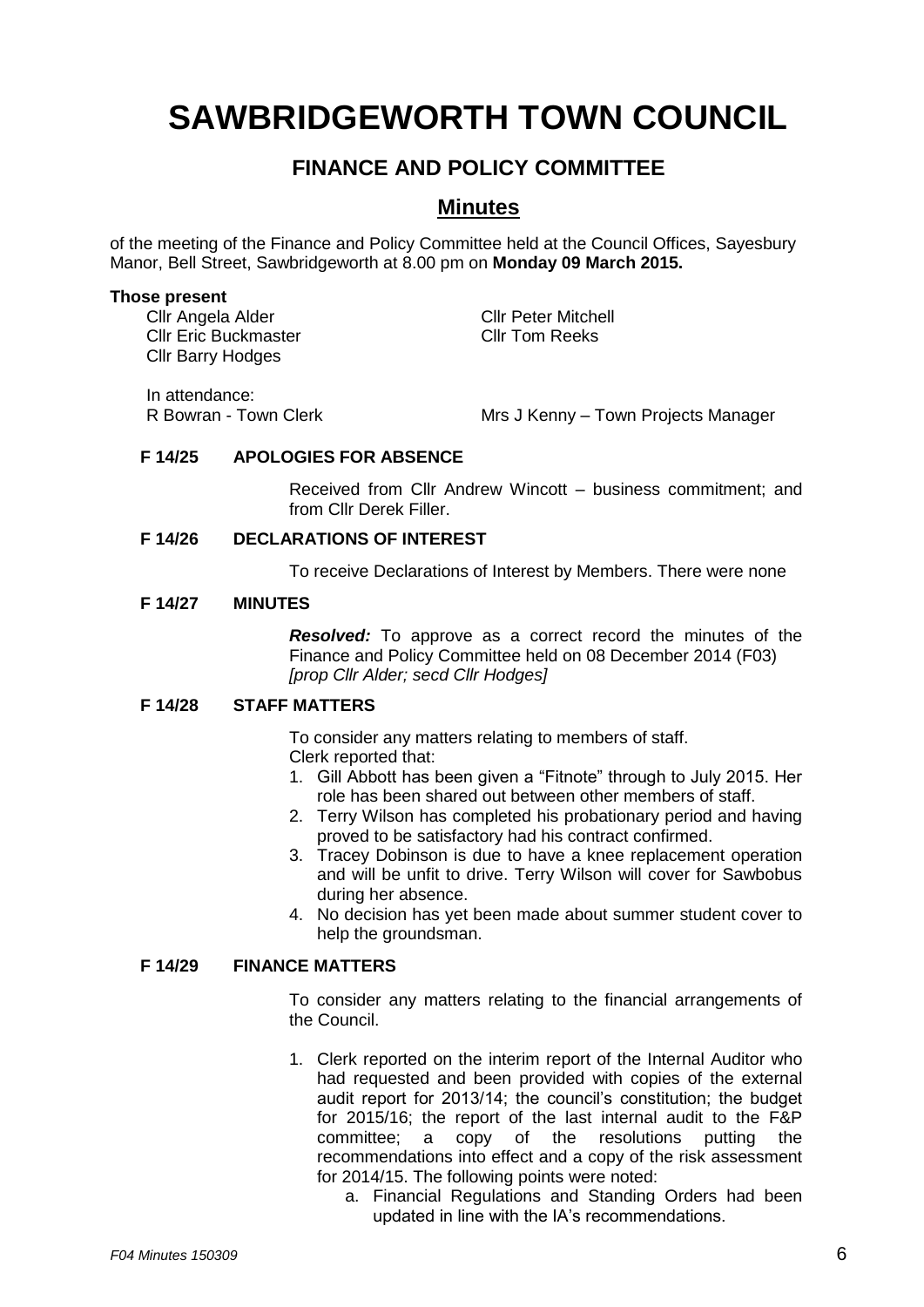# SAWBRIDGEWORTH TOWN COUNCIL

## FINANCE AND POLICY COMMITTEE

## Minutes

of the meeting of the Finance and Policy Committee held at the Council Offices, Sayesbury Manor, Bell Street, Sawbridgeworth at 8.00 pm on **Monday 09 March 2015.**

**Those present**

Cllr Angela Alder
Cllr Eric Buckmaster
Cllr Barry Hodges
Cllr Peter Mitchell
Cllr Tom Reeks

In attendance:

R Bowran - Town Clerk
Mrs J Kenny – Town Projects Manager

**F 14/25 APOLOGIES FOR ABSENCE**

Received from Cllr Andrew Wincott – business commitment; and from Cllr Derek Filler.

**F 14/26 DECLARATIONS OF INTEREST**

To receive Declarations of Interest by Members. There were none

**F 14/27 MINUTES**

***Resolved:*** To approve as a correct record the minutes of the Finance and Policy Committee held on 08 December 2014 (F03) *[prop Cllr Alder; secd Cllr Hodges]*

**F 14/28 STAFF MATTERS**

To consider any matters relating to members of staff.

Clerk reported that:

1. Gill Abbott has been given a "Fitnote" through to July 2015. Her role has been shared out between other members of staff.
2. Terry Wilson has completed his probationary period and having proved to be satisfactory had his contract confirmed.
3. Tracey Dobinson is due to have a knee replacement operation and will be unfit to drive. Terry Wilson will cover for Sawbobus during her absence.
4. No decision has yet been made about summer student cover to help the groundsman.

**F 14/29 FINANCE MATTERS**

To consider any matters relating to the financial arrangements of the Council.

1. Clerk reported on the interim report of the Internal Auditor who had requested and been provided with copies of the external audit report for 2013/14; the council's constitution; the budget for 2015/16; the report of the last internal audit to the F&P committee; a copy of the resolutions putting the recommendations into effect and a copy of the risk assessment for 2014/15. The following points were noted:
    a. Financial Regulations and Standing Orders had been updated in line with the IA's recommendations.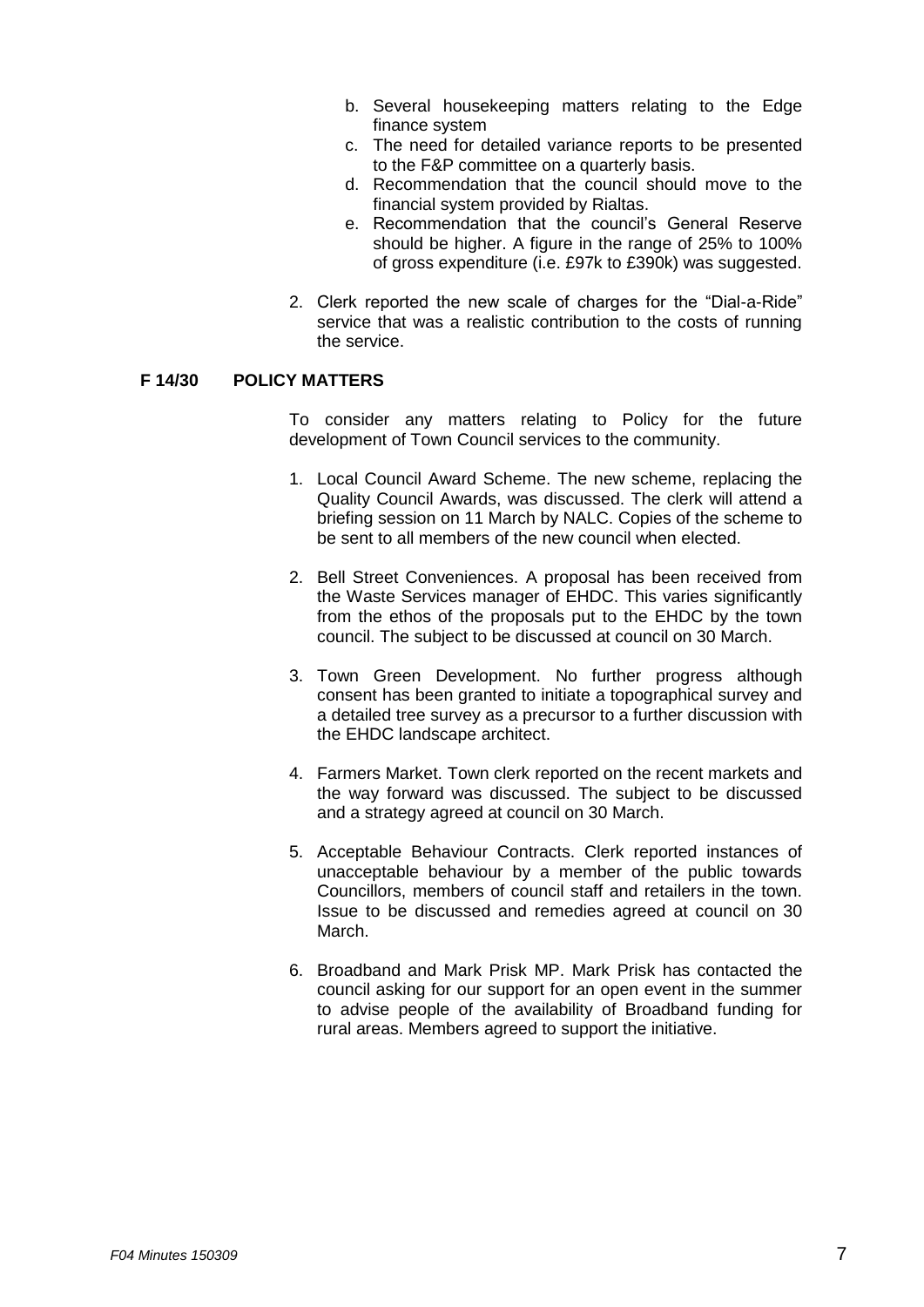b. Several housekeeping matters relating to the Edge finance system
c. The need for detailed variance reports to be presented to the F&P committee on a quarterly basis.
d. Recommendation that the council should move to the financial system provided by Rialtas.
e. Recommendation that the council's General Reserve should be higher. A figure in the range of 25% to 100% of gross expenditure (i.e. £97k to £390k) was suggested.

2. Clerk reported the new scale of charges for the "Dial-a-Ride" service that was a realistic contribution to the costs of running the service.

**F 14/30 POLICY MATTERS**

To consider any matters relating to Policy for the future development of Town Council services to the community.

1. Local Council Award Scheme. The new scheme, replacing the Quality Council Awards, was discussed. The clerk will attend a briefing session on 11 March by NALC. Copies of the scheme to be sent to all members of the new council when elected.

2. Bell Street Conveniences. A proposal has been received from the Waste Services manager of EHDC. This varies significantly from the ethos of the proposals put to the EHDC by the town council. The subject to be discussed at council on 30 March.

3. Town Green Development. No further progress although consent has been granted to initiate a topographical survey and a detailed tree survey as a precursor to a further discussion with the EHDC landscape architect.

4. Farmers Market. Town clerk reported on the recent markets and the way forward was discussed. The subject to be discussed and a strategy agreed at council on 30 March.

5. Acceptable Behaviour Contracts. Clerk reported instances of unacceptable behaviour by a member of the public towards Councillors, members of council staff and retailers in the town. Issue to be discussed and remedies agreed at council on 30 March.

6. Broadband and Mark Prisk MP. Mark Prisk has contacted the council asking for our support for an open event in the summer to advise people of the availability of Broadband funding for rural areas. Members agreed to support the initiative.